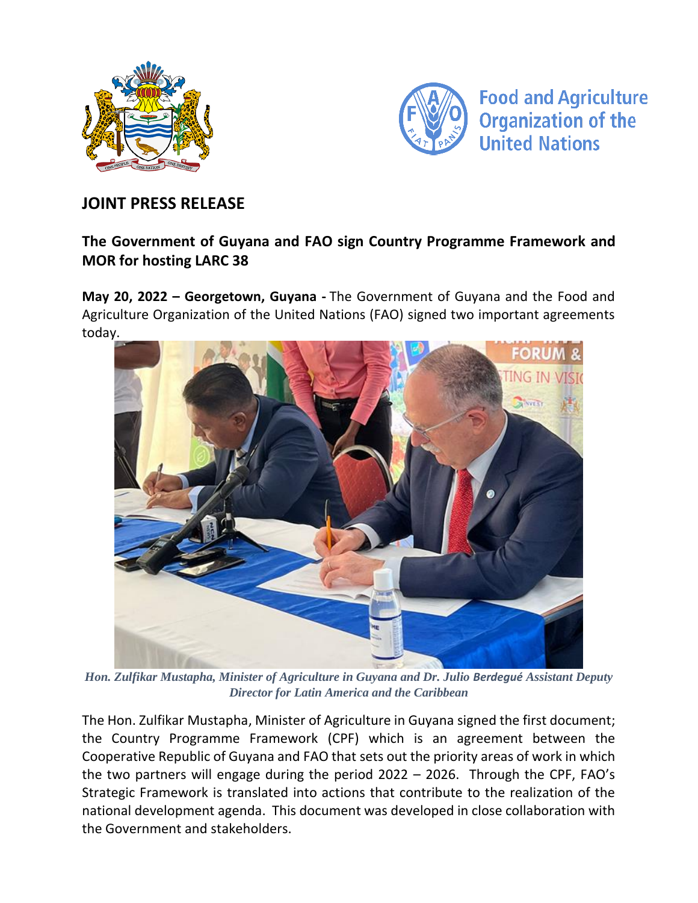## JOINT PRESS RELEASE

### The Government of Guyana and FAO sign Country Programme Framework and MOR for hosting LARC 38

**May 20, 2022 – Georgetown, Guyana -** The Government of Guyana and the Food and Agriculture Organization of the United Nations (FAO) signed two important agreements today.

*Hon. Zulfikar Mustapha, Minister of Agriculture in Guyana and Dr. Julio Berdegué Assistant Deputy Director for Latin America and the Caribbean*

The Hon. Zulfikar Mustapha, Minister of Agriculture in Guyana signed the first document; the Country Programme Framework (CPF) which is an agreement between the Cooperative Republic of Guyana and FAO that sets out the priority areas of work in which the two partners will engage during the period 2022 – 2026. Through the CPF, FAO's Strategic Framework is translated into actions that contribute to the realization of the national development agenda. This document was developed in close collaboration with the Government and stakeholders.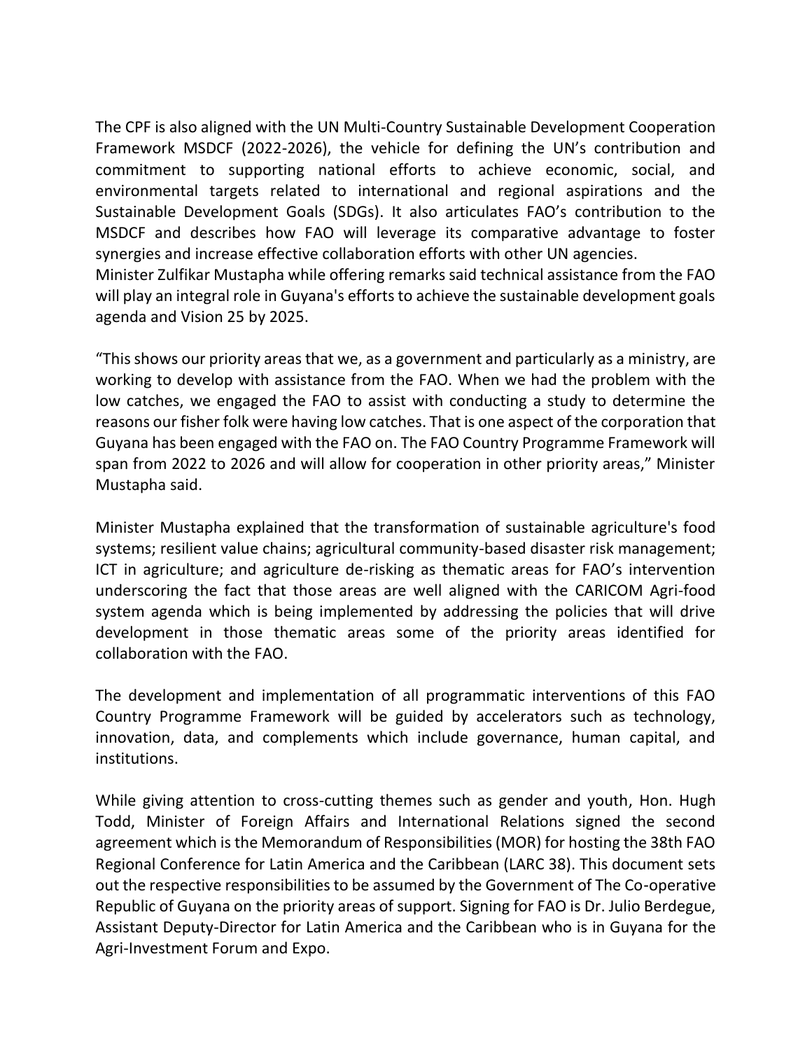The CPF is also aligned with the UN Multi-Country Sustainable Development Cooperation Framework MSDCF (2022-2026), the vehicle for defining the UN's contribution and commitment to supporting national efforts to achieve economic, social, and environmental targets related to international and regional aspirations and the Sustainable Development Goals (SDGs). It also articulates FAO's contribution to the MSDCF and describes how FAO will leverage its comparative advantage to foster synergies and increase effective collaboration efforts with other UN agencies.
Minister Zulfikar Mustapha while offering remarks said technical assistance from the FAO will play an integral role in Guyana's efforts to achieve the sustainable development goals agenda and Vision 25 by 2025.

"This shows our priority areas that we, as a government and particularly as a ministry, are working to develop with assistance from the FAO. When we had the problem with the low catches, we engaged the FAO to assist with conducting a study to determine the reasons our fisher folk were having low catches. That is one aspect of the corporation that Guyana has been engaged with the FAO on. The FAO Country Programme Framework will span from 2022 to 2026 and will allow for cooperation in other priority areas," Minister Mustapha said.

Minister Mustapha explained that the transformation of sustainable agriculture's food systems; resilient value chains; agricultural community-based disaster risk management; ICT in agriculture; and agriculture de-risking as thematic areas for FAO's intervention underscoring the fact that those areas are well aligned with the CARICOM Agri-food system agenda which is being implemented by addressing the policies that will drive development in those thematic areas some of the priority areas identified for collaboration with the FAO.

The development and implementation of all programmatic interventions of this FAO Country Programme Framework will be guided by accelerators such as technology, innovation, data, and complements which include governance, human capital, and institutions.

While giving attention to cross-cutting themes such as gender and youth, Hon. Hugh Todd, Minister of Foreign Affairs and International Relations signed the second agreement which is the Memorandum of Responsibilities (MOR) for hosting the 38th FAO Regional Conference for Latin America and the Caribbean (LARC 38). This document sets out the respective responsibilities to be assumed by the Government of The Co-operative Republic of Guyana on the priority areas of support. Signing for FAO is Dr. Julio Berdegue, Assistant Deputy-Director for Latin America and the Caribbean who is in Guyana for the Agri-Investment Forum and Expo.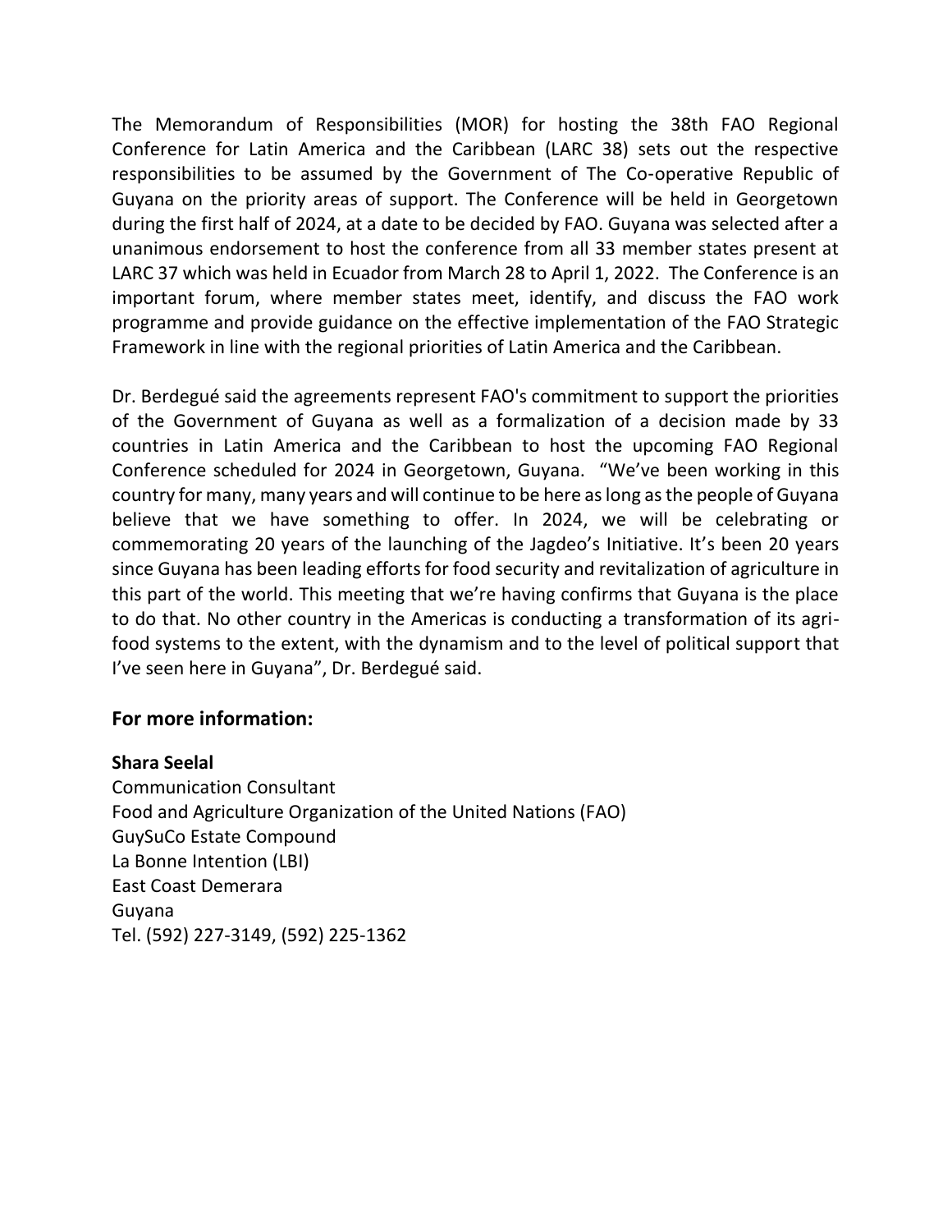The Memorandum of Responsibilities (MOR) for hosting the 38th FAO Regional Conference for Latin America and the Caribbean (LARC 38) sets out the respective responsibilities to be assumed by the Government of The Co-operative Republic of Guyana on the priority areas of support. The Conference will be held in Georgetown during the first half of 2024, at a date to be decided by FAO. Guyana was selected after a unanimous endorsement to host the conference from all 33 member states present at LARC 37 which was held in Ecuador from March 28 to April 1, 2022. The Conference is an important forum, where member states meet, identify, and discuss the FAO work programme and provide guidance on the effective implementation of the FAO Strategic Framework in line with the regional priorities of Latin America and the Caribbean.

Dr. Berdegué said the agreements represent FAO's commitment to support the priorities of the Government of Guyana as well as a formalization of a decision made by 33 countries in Latin America and the Caribbean to host the upcoming FAO Regional Conference scheduled for 2024 in Georgetown, Guyana. "We've been working in this country for many, many years and will continue to be here as long as the people of Guyana believe that we have something to offer. In 2024, we will be celebrating or commemorating 20 years of the launching of the Jagdeo's Initiative. It's been 20 years since Guyana has been leading efforts for food security and revitalization of agriculture in this part of the world. This meeting that we're having confirms that Guyana is the place to do that. No other country in the Americas is conducting a transformation of its agri-food systems to the extent, with the dynamism and to the level of political support that I've seen here in Guyana", Dr. Berdegué said.

### For more information:

**Shara Seelal**
Communication Consultant
Food and Agriculture Organization of the United Nations (FAO)
GuySuCo Estate Compound
La Bonne Intention (LBI)
East Coast Demerara
Guyana
Tel. (592) 227-3149, (592) 225-1362